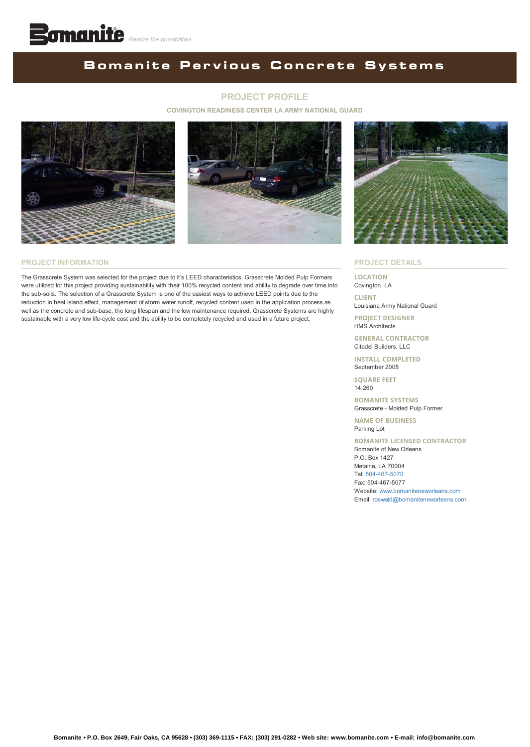Realize the possibilities

# Bomanite Pervious Concrete Systems

## PROJECT PROFILE

### COVINGTON READINESS CENTER LA ARMY NATIONAL GUARD

### PROJECT INFORMATION

The Grasscrete System was selected for the project due to it's LEED characteristics. Grasscrete Molded Pulp Formers were utilized for this project providing sustainability with their 100% recycled content and ability to degrade over time into the sub-soils. The selection of a Grasscrete System is one of the easiest ways to achieve LEED points due to the reduction in heat island effect, management of storm water runoff, recycled content used in the application process as well as the concrete and sub-base, the long lifespan and the low maintenance required. Grasscrete Systems are highly sustainable with a very low life-cycle cost and the ability to be completely recycled and used in a future project.

### PROJECT DETAILS

**LOCATION**
Covington, LA

**CLIENT**
Louisiana Army National Guard

**PROJECT DESIGNER**
HMS Architects

**GENERAL CONTRACTOR**
Citadel Builders, LLC

**INSTALL COMPLETED**
September 2008

**SQUARE FEET**
14,260

**BOMANITE SYSTEMS**
Grasscrete - Molded Pulp Former

**NAME OF BUSINESS**
Parking Lot

**BOMANITE LICENSED CONTRACTOR**
Bomanite of New Orleans
P.O. Box 1427
Metairie, LA 70004
Tel: 504-467-5070
Fax: 504-467-5077
Website: www.bomaniteneworleans.com
Email: roswald@bomaniteneworleans.com

**Bomanite • P.O. Box 2649, Fair Oaks, CA 95628 • (303) 369-1115 • FAX: (303) 291-0282 • Web site: www.bomanite.com • E-mail: info@bomanite.com**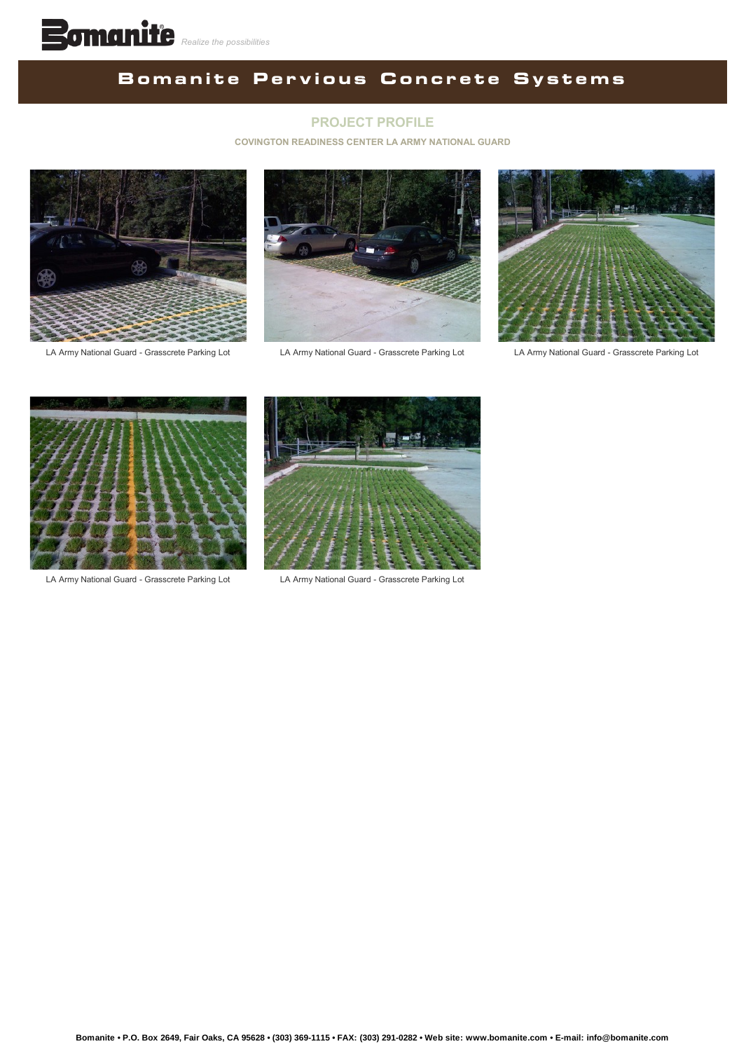*Realize the possibilities*

# Bomanite Pervious Concrete Systems

## PROJECT PROFILE

**COVINGTON READINESS CENTER LA ARMY NATIONAL GUARD**

LA Army National Guard - Grasscrete Parking Lot

LA Army National Guard - Grasscrete Parking Lot

LA Army National Guard - Grasscrete Parking Lot

LA Army National Guard - Grasscrete Parking Lot

LA Army National Guard - Grasscrete Parking Lot

**Bomanite • P.O. Box 2649, Fair Oaks, CA 95628 • (303) 369-1115 • FAX: (303) 291-0282 • Web site: www.bomanite.com • E-mail: info@bomanite.com**